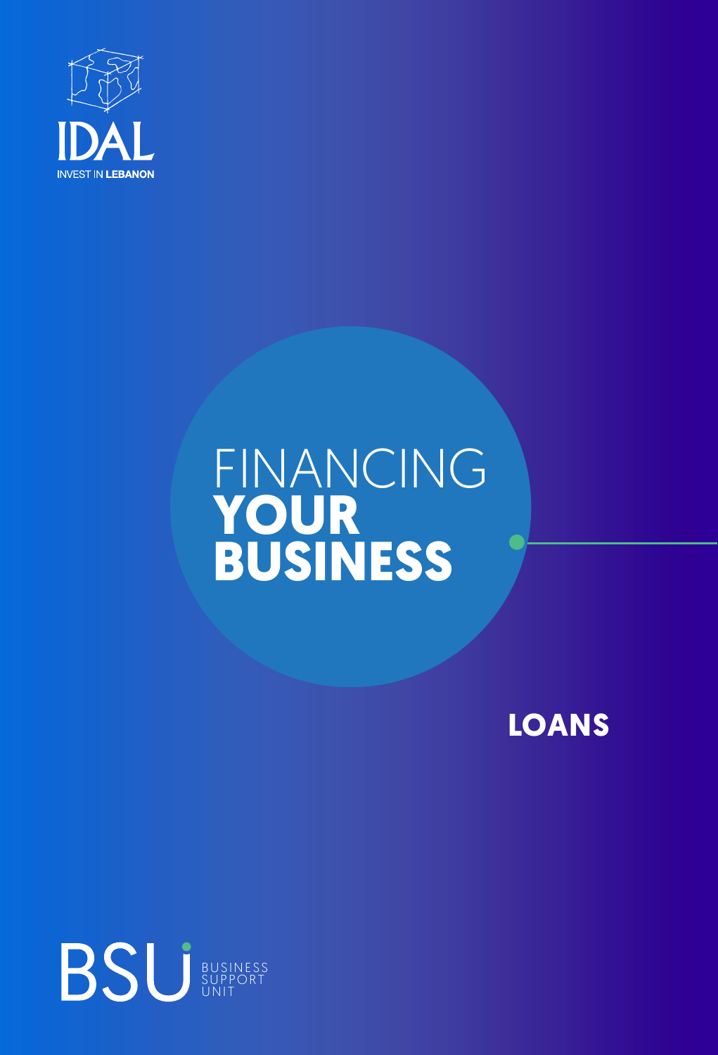IDAL

INVEST IN LEBANON

# FINANCING **YOUR BUSINESS**

## LOANS

BSU BUSINESS SUPPORT UNIT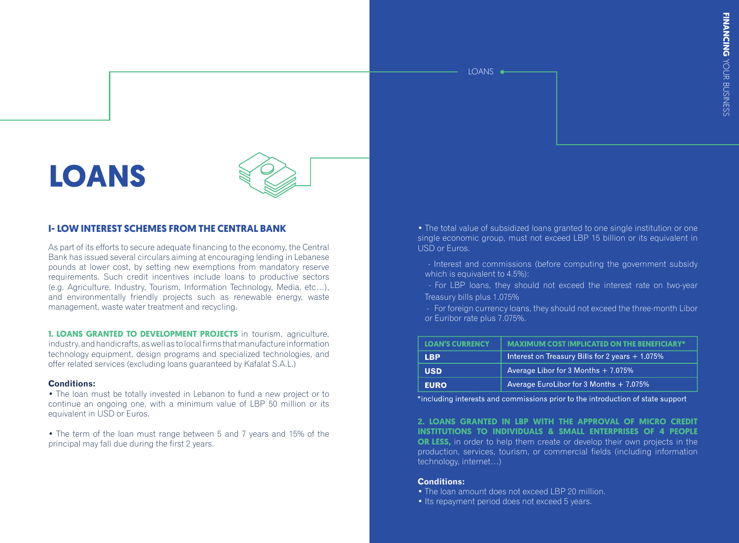# LOANS

## I- LOW INTEREST SCHEMES FROM THE CENTRAL BANK

As part of its efforts to secure adequate financing to the economy, the Central Bank has issued several circulars aiming at encouraging lending in Lebanese pounds at lower cost, by setting new exemptions from mandatory reserve requirements. Such credit incentives include loans to productive sectors (e.g. Agriculture, Industry, Tourism, Information Technology, Media, etc…), and environmentally friendly projects such as renewable energy, waste management, waste water treatment and recycling.

**1. LOANS GRANTED TO DEVELOPMENT PROJECTS** in tourism, agriculture, industry, and handicrafts, as well as to local firms that manufacture information technology equipment, design programs and specialized technologies, and offer related services (excluding loans guaranteed by Kafalat S.A.L.)

**Conditions:**

- The loan must be totally invested in Lebanon to fund a new project or to continue an ongoing one, with a minimum value of LBP 50 million or its equivalent in USD or Euros.

- The term of the loan must range between 5 and 7 years and 15% of the principal may fall due during the first 2 years.

- The total value of subsidized loans granted to one single institution or one single economic group, must not exceed LBP 15 billion or its equivalent in USD or Euros.

  - Interest and commissions (before computing the government subsidy which is equivalent to 4.5%):
  - For LBP loans, they should not exceed the interest rate on two-year Treasury bills plus 1.075%
  - For foreign currency loans, they should not exceed the three-month Libor or Euribor rate plus 7.075%.

| LOAN'S CURRENCY | MAXIMUM COST IMPLICATED ON THE BENEFICIARY* |
|---|---|
| **LBP** | Interest on Treasury Bills for 2 years + 1.075% |
| **USD** | Average Libor for 3 Months + 7.075% |
| **EURO** | Average EuroLibor for 3 Months + 7.075% |

*including interests and commissions prior to the introduction of state support

**2. LOANS GRANTED IN LBP WITH THE APPROVAL OF MICRO CREDIT INSTITUTIONS TO INDIVIDUALS & SMALL ENTERPRISES OF 4 PEOPLE OR LESS,** in order to help them create or develop their own projects in the production, services, tourism, or commercial fields (including information technology, internet…)

**Conditions:**

- The loan amount does not exceed LBP 20 million.
- Its repayment period does not exceed 5 years.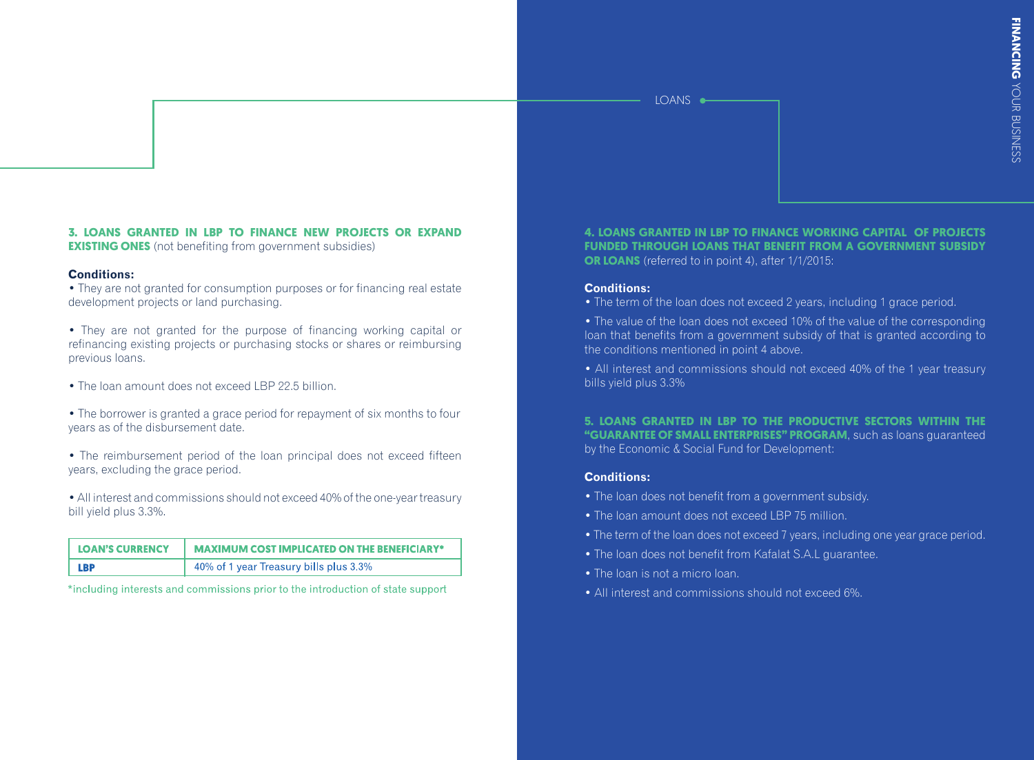### 3. LOANS GRANTED IN LBP TO FINANCE NEW PROJECTS OR EXPAND EXISTING ONES (not benefiting from government subsidies)

**Conditions:**

- They are not granted for consumption purposes or for financing real estate development projects or land purchasing.
- They are not granted for the purpose of financing working capital or refinancing existing projects or purchasing stocks or shares or reimbursing previous loans.
- The loan amount does not exceed LBP 22.5 billion.
- The borrower is granted a grace period for repayment of six months to four years as of the disbursement date.
- The reimbursement period of the loan principal does not exceed fifteen years, excluding the grace period.
- All interest and commissions should not exceed 40% of the one-year treasury bill yield plus 3.3%.

| LOAN'S CURRENCY | MAXIMUM COST IMPLICATED ON THE BENEFICIARY* |
| --- | --- |
| LBP | 40% of 1 year Treasury bills plus 3.3% |

*including interests and commissions prior to the introduction of state support

### 4. LOANS GRANTED IN LBP TO FINANCE WORKING CAPITAL OF PROJECTS FUNDED THROUGH LOANS THAT BENEFIT FROM A GOVERNMENT SUBSIDY OR LOANS (referred to in point 4), after 1/1/2015:

**Conditions:**

- The term of the loan does not exceed 2 years, including 1 grace period.
- The value of the loan does not exceed 10% of the value of the corresponding loan that benefits from a government subsidy of that is granted according to the conditions mentioned in point 4 above.
- All interest and commissions should not exceed 40% of the 1 year treasury bills yield plus 3.3%

### 5. LOANS GRANTED IN LBP TO THE PRODUCTIVE SECTORS WITHIN THE "GUARANTEE OF SMALL ENTERPRISES" PROGRAM, such as loans guaranteed by the Economic & Social Fund for Development:

**Conditions:**

- The loan does not benefit from a government subsidy.
- The loan amount does not exceed LBP 75 million.
- The term of the loan does not exceed 7 years, including one year grace period.
- The loan does not benefit from Kafalat S.A.L guarantee.
- The loan is not a micro loan.
- All interest and commissions should not exceed 6%.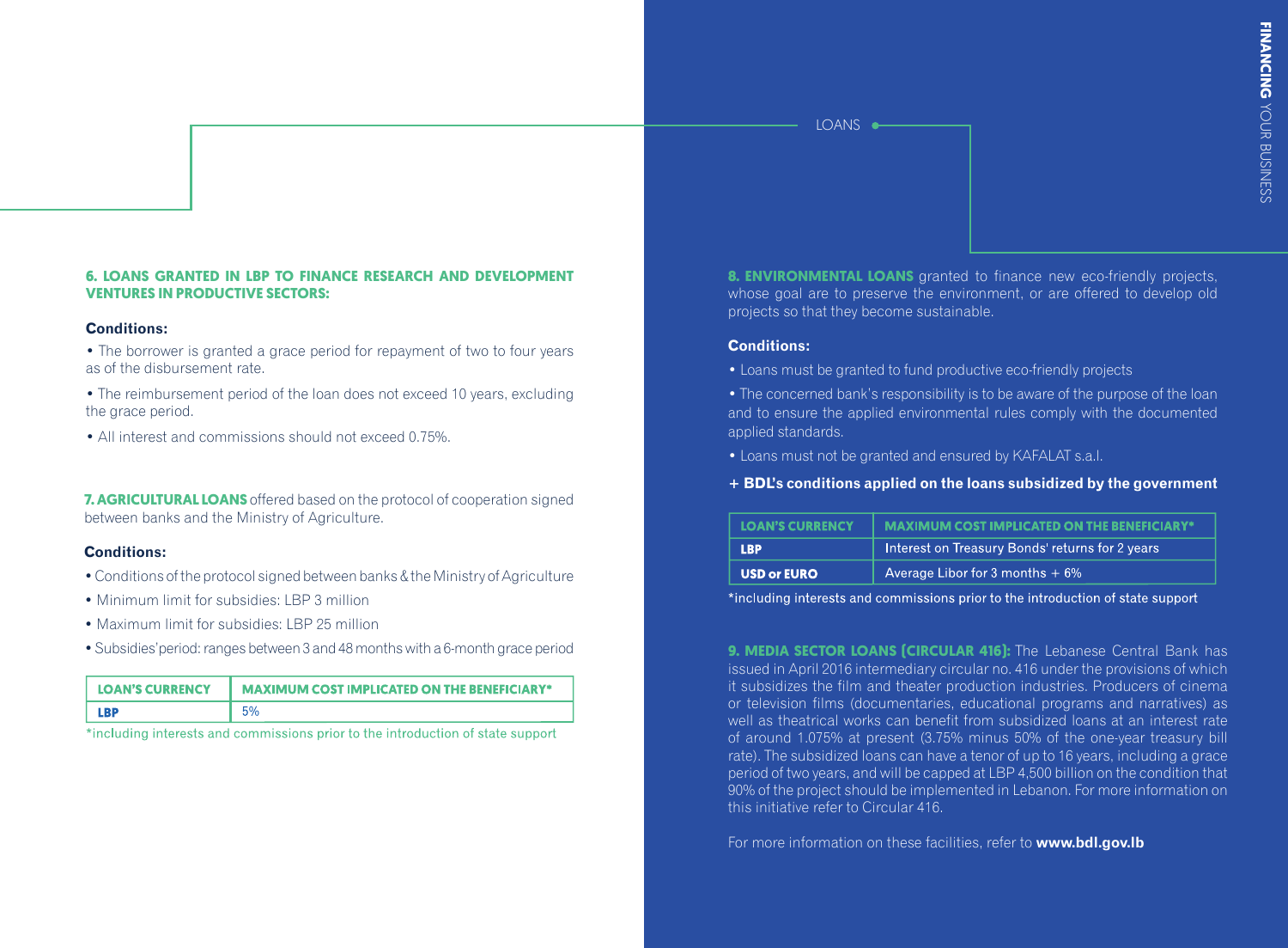**6. LOANS GRANTED IN LBP TO FINANCE RESEARCH AND DEVELOPMENT VENTURES IN PRODUCTIVE SECTORS:**

**Conditions:**

- The borrower is granted a grace period for repayment of two to four years as of the disbursement rate.
- The reimbursement period of the loan does not exceed 10 years, excluding the grace period.
- All interest and commissions should not exceed 0.75%.

**7. AGRICULTURAL LOANS** offered based on the protocol of cooperation signed between banks and the Ministry of Agriculture.

**Conditions:**

- Conditions of the protocol signed between banks & the Ministry of Agriculture
- Minimum limit for subsidies: LBP 3 million
- Maximum limit for subsidies: LBP 25 million
- Subsidies' period: ranges between 3 and 48 months with a 6-month grace period

| LOAN'S CURRENCY | MAXIMUM COST IMPLICATED ON THE BENEFICIARY* |
|---|---|
| LBP | 5% |

*including interests and commissions prior to the introduction of state support

**8. ENVIRONMENTAL LOANS** granted to finance new eco-friendly projects, whose goal are to preserve the environment, or are offered to develop old projects so that they become sustainable.

**Conditions:**

- Loans must be granted to fund productive eco-friendly projects
- The concerned bank's responsibility is to be aware of the purpose of the loan and to ensure the applied environmental rules comply with the documented applied standards.
- Loans must not be granted and ensured by KAFALAT s.a.l.

**+ BDL's conditions applied on the loans subsidized by the government**

| LOAN'S CURRENCY | MAXIMUM COST IMPLICATED ON THE BENEFICIARY* |
|---|---|
| LBP | Interest on Treasury Bonds' returns for 2 years |
| USD or EURO | Average Libor for 3 months + 6% |

*including interests and commissions prior to the introduction of state support

**9. MEDIA SECTOR LOANS (CIRCULAR 416):** The Lebanese Central Bank has issued in April 2016 intermediary circular no. 416 under the provisions of which it subsidizes the film and theater production industries. Producers of cinema or television films (documentaries, educational programs and narratives) as well as theatrical works can benefit from subsidized loans at an interest rate of around 1.075% at present (3.75% minus 50% of the one-year treasury bill rate). The subsidized loans can have a tenor of up to 16 years, including a grace period of two years, and will be capped at LBP 4,500 billion on the condition that 90% of the project should be implemented in Lebanon. For more information on this initiative refer to Circular 416.

For more information on these facilities, refer to **www.bdl.gov.lb**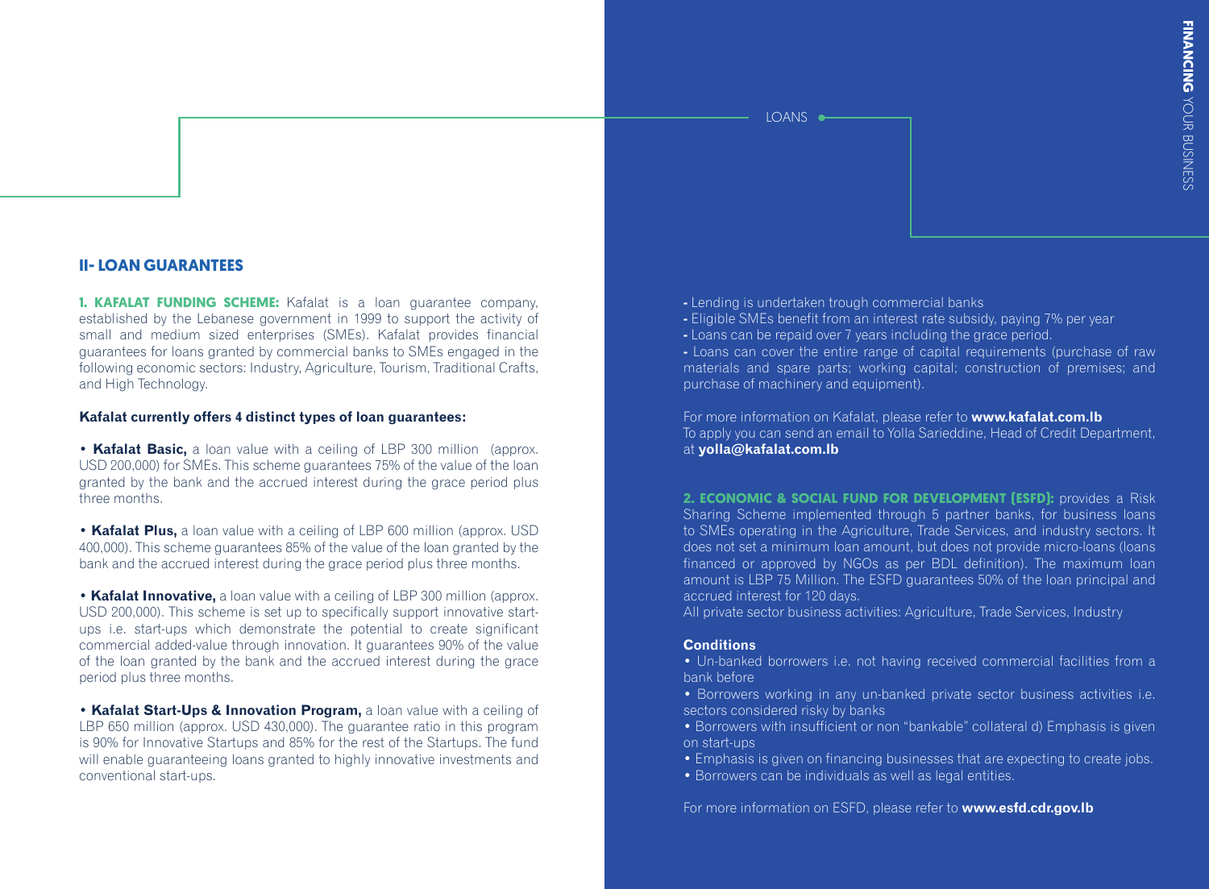## II- LOAN GUARANTEES

**1. KAFALAT FUNDING SCHEME:** Kafalat is a loan guarantee company, established by the Lebanese government in 1999 to support the activity of small and medium sized enterprises (SMEs). Kafalat provides financial guarantees for loans granted by commercial banks to SMEs engaged in the following economic sectors: Industry, Agriculture, Tourism, Traditional Crafts, and High Technology.

**Kafalat currently offers 4 distinct types of loan guarantees:**

• **Kafalat Basic,** a loan value with a ceiling of LBP 300 million (approx. USD 200,000) for SMEs. This scheme guarantees 75% of the value of the loan granted by the bank and the accrued interest during the grace period plus three months.

• **Kafalat Plus,** a loan value with a ceiling of LBP 600 million (approx. USD 400,000). This scheme guarantees 85% of the value of the loan granted by the bank and the accrued interest during the grace period plus three months.

• **Kafalat Innovative,** a loan value with a ceiling of LBP 300 million (approx. USD 200,000). This scheme is set up to specifically support innovative start-ups i.e. start-ups which demonstrate the potential to create significant commercial added-value through innovation. It guarantees 90% of the value of the loan granted by the bank and the accrued interest during the grace period plus three months.

• **Kafalat Start-Ups & Innovation Program,** a loan value with a ceiling of LBP 650 million (approx. USD 430,000). The guarantee ratio in this program is 90% for Innovative Startups and 85% for the rest of the Startups. The fund will enable guaranteeing loans granted to highly innovative investments and conventional start-ups.

- Lending is undertaken trough commercial banks
- Eligible SMEs benefit from an interest rate subsidy, paying 7% per year
- Loans can be repaid over 7 years including the grace period.
- Loans can cover the entire range of capital requirements (purchase of raw materials and spare parts; working capital; construction of premises; and purchase of machinery and equipment).

For more information on Kafalat, please refer to **www.kafalat.com.lb**
To apply you can send an email to Yolla Sarieddine, Head of Credit Department, at **yolla@kafalat.com.lb**

**2. ECONOMIC & SOCIAL FUND FOR DEVELOPMENT (ESFD):** provides a Risk Sharing Scheme implemented through 5 partner banks, for business loans to SMEs operating in the Agriculture, Trade Services, and industry sectors. It does not set a minimum loan amount, but does not provide micro-loans (loans financed or approved by NGOs as per BDL definition). The maximum loan amount is LBP 75 Million. The ESFD guarantees 50% of the loan principal and accrued interest for 120 days.
All private sector business activities: Agriculture, Trade Services, Industry

**Conditions**

• Un-banked borrowers i.e. not having received commercial facilities from a bank before
• Borrowers working in any un-banked private sector business activities i.e. sectors considered risky by banks
• Borrowers with insufficient or non "bankable" collateral d) Emphasis is given on start-ups
• Emphasis is given on financing businesses that are expecting to create jobs.
• Borrowers can be individuals as well as legal entities.

For more information on ESFD, please refer to **www.esfd.cdr.gov.lb**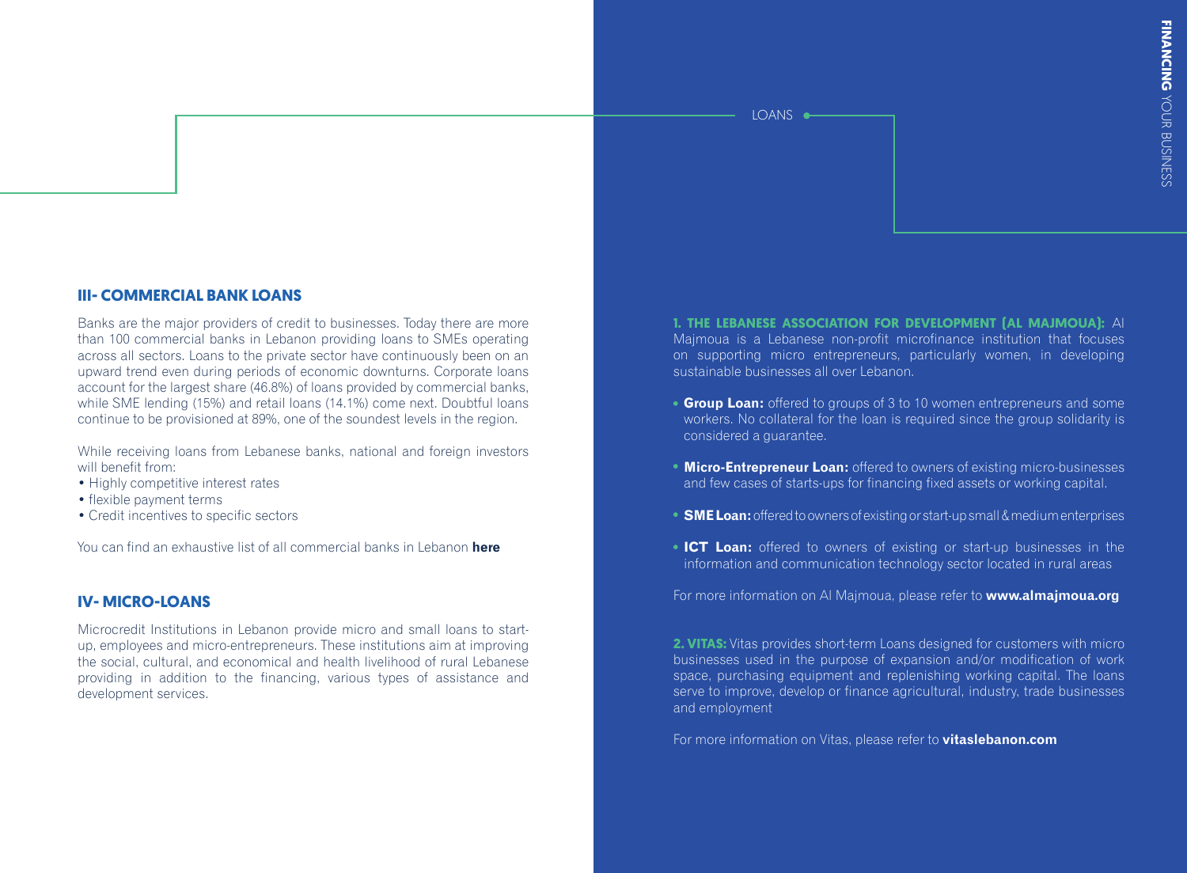## III- COMMERCIAL BANK LOANS

Banks are the major providers of credit to businesses. Today there are more than 100 commercial banks in Lebanon providing loans to SMEs operating across all sectors. Loans to the private sector have continuously been on an upward trend even during periods of economic downturns. Corporate loans account for the largest share (46.8%) of loans provided by commercial banks, while SME lending (15%) and retail loans (14.1%) come next. Doubtful loans continue to be provisioned at 89%, one of the soundest levels in the region.

While receiving loans from Lebanese banks, national and foreign investors will benefit from:

- Highly competitive interest rates
- flexible payment terms
- Credit incentives to specific sectors

You can find an exhaustive list of all commercial banks in Lebanon **here**

## IV- MICRO-LOANS

Microcredit Institutions in Lebanon provide micro and small loans to start-up, employees and micro-entrepreneurs. These institutions aim at improving the social, cultural, and economical and health livelihood of rural Lebanese providing in addition to the financing, various types of assistance and development services.

LOANS

**1. THE LEBANESE ASSOCIATION FOR DEVELOPMENT (AL MAJMOUA):** Al Majmoua is a Lebanese non-profit microfinance institution that focuses on supporting micro entrepreneurs, particularly women, in developing sustainable businesses all over Lebanon.

- **Group Loan:** offered to groups of 3 to 10 women entrepreneurs and some workers. No collateral for the loan is required since the group solidarity is considered a guarantee.
- **Micro-Entrepreneur Loan:** offered to owners of existing micro-businesses and few cases of starts-ups for financing fixed assets or working capital.
- **SME Loan:** offered to owners of existing or start-up small & medium enterprises
- **ICT Loan:** offered to owners of existing or start-up businesses in the information and communication technology sector located in rural areas

For more information on Al Majmoua, please refer to **www.almajmoua.org**

**2. VITAS:** Vitas provides short-term Loans designed for customers with micro businesses used in the purpose of expansion and/or modification of work space, purchasing equipment and replenishing working capital. The loans serve to improve, develop or finance agricultural, industry, trade businesses and employment

For more information on Vitas, please refer to **vitaslebanon.com**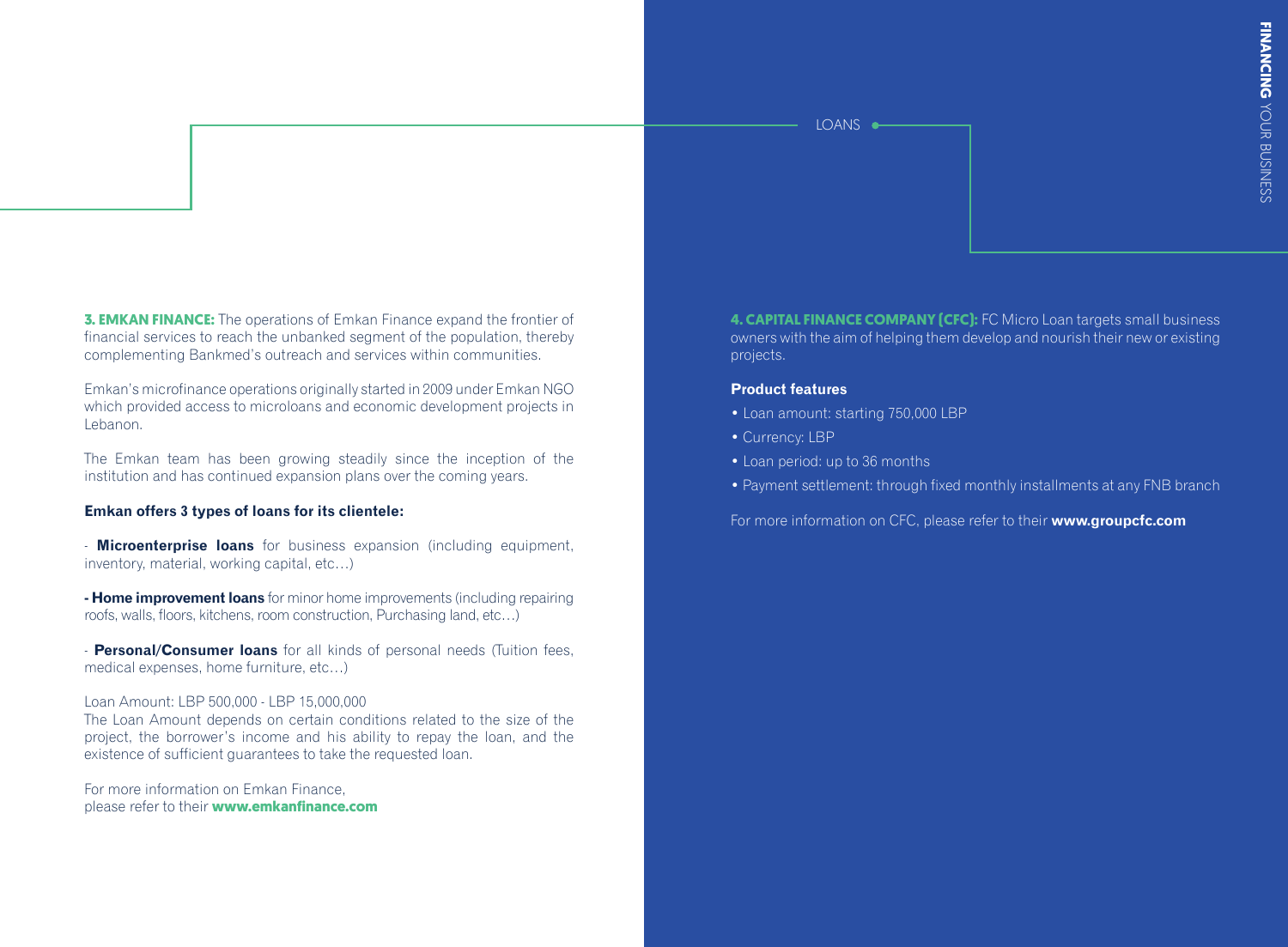**3. EMKAN FINANCE:** The operations of Emkan Finance expand the frontier of financial services to reach the unbanked segment of the population, thereby complementing Bankmed's outreach and services within communities.

Emkan's microfinance operations originally started in 2009 under Emkan NGO which provided access to microloans and economic development projects in Lebanon.

The Emkan team has been growing steadily since the inception of the institution and has continued expansion plans over the coming years.

**Emkan offers 3 types of loans for its clientele:**

- **Microenterprise loans** for business expansion (including equipment, inventory, material, working capital, etc…)

- **Home improvement loans** for minor home improvements (including repairing roofs, walls, floors, kitchens, room construction, Purchasing land, etc…)

- **Personal/Consumer loans** for all kinds of personal needs (Tuition fees, medical expenses, home furniture, etc…)

Loan Amount: LBP 500,000 - LBP 15,000,000
The Loan Amount depends on certain conditions related to the size of the project, the borrower's income and his ability to repay the loan, and the existence of sufficient guarantees to take the requested loan.

For more information on Emkan Finance,
please refer to their **www.emkanfinance.com**

**4. CAPITAL FINANCE COMPANY (CFC):** FC Micro Loan targets small business owners with the aim of helping them develop and nourish their new or existing projects.

**Product features**

- Loan amount: starting 750,000 LBP
- Currency: LBP
- Loan period: up to 36 months
- Payment settlement: through fixed monthly installments at any FNB branch

For more information on CFC, please refer to their **www.groupcfc.com**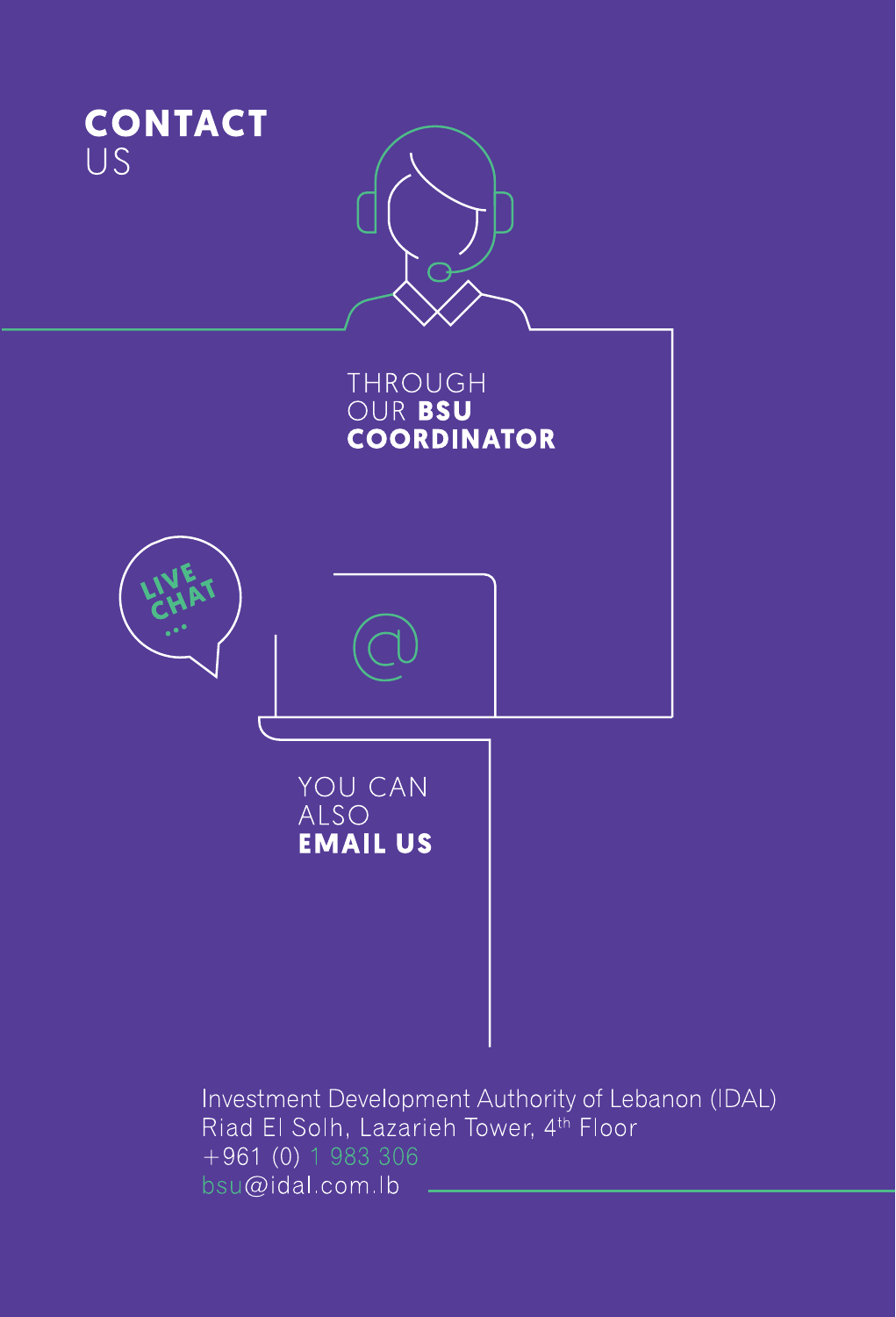# CONTACT US

THROUGH OUR **BSU COORDINATOR**

LIVE CHAT ...

YOU CAN ALSO **EMAIL US**

Investment Development Authority of Lebanon (IDAL)
Riad El Solh, Lazarieh Tower, 4th Floor
+961 (0) 1 983 306
bsu@idal.com.lb